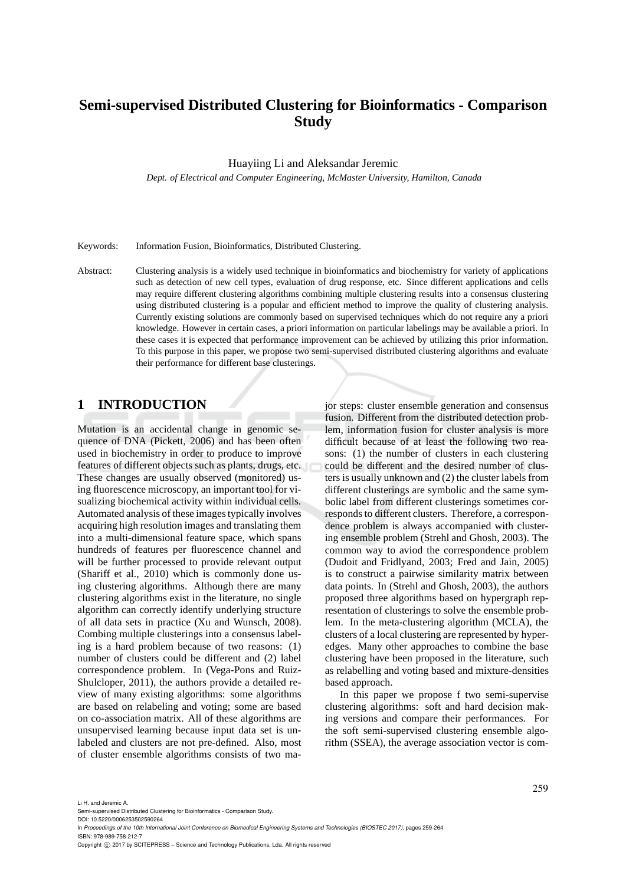# Semi-supervised Distributed Clustering for Bioinformatics - Comparison Study

Huayiing Li and Aleksandar Jeremic

*Dept. of Electrical and Computer Engineering, McMaster University, Hamilton, Canada*

Keywords: Information Fusion, Bioinformatics, Distributed Clustering.

Abstract: Clustering analysis is a widely used technique in bioinformatics and biochemistry for variety of applications such as detection of new cell types, evaluation of drug response, etc. Since different applications and cells may require different clustering algorithms combining multiple clustering results into a consensus clustering using distributed clustering is a popular and efficient method to improve the quality of clustering analysis. Currently existing solutions are commonly based on supervised techniques which do not require any a priori knowledge. However in certain cases, a priori information on particular labelings may be available a priori. In these cases it is expected that performance improvement can be achieved by utilizing this prior information. To this purpose in this paper, we propose two semi-supervised distributed clustering algorithms and evaluate their performance for different base clusterings.

## 1 INTRODUCTION

Mutation is an accidental change in genomic sequence of DNA (Pickett, 2006) and has been often used in biochemistry in order to produce to improve features of different objects such as plants, drugs, etc. These changes are usually observed (monitored) using fluorescence microscopy, an important tool for visualizing biochemical activity within individual cells. Automated analysis of these images typically involves acquiring high resolution images and translating them into a multi-dimensional feature space, which spans hundreds of features per fluorescence channel and will be further processed to provide relevant output (Shariff et al., 2010) which is commonly done using clustering algorithms. Although there are many clustering algorithms exist in the literature, no single algorithm can correctly identify underlying structure of all data sets in practice (Xu and Wunsch, 2008). Combing multiple clusterings into a consensus labeling is a hard problem because of two reasons: (1) number of clusters could be different and (2) label correspondence problem. In (Vega-Pons and Ruiz-Shulcloper, 2011), the authors provide a detailed review of many existing algorithms: some algorithms are based on relabeling and voting; some are based on co-association matrix. All of these algorithms are unsupervised learning because input data set is unlabeled and clusters are not pre-defined. Also, most of cluster ensemble algorithms consists of two major steps: cluster ensemble generation and consensus fusion. Different from the distributed detection problem, information fusion for cluster analysis is more difficult because of at least the following two reasons: (1) the number of clusters in each clustering could be different and the desired number of clusters is usually unknown and (2) the cluster labels from different clusterings are symbolic and the same symbolic label from different clusterings sometimes corresponds to different clusters. Therefore, a correspondence problem is always accompanied with clustering ensemble problem (Strehl and Ghosh, 2003). The common way to aviod the correspondence problem (Dudoit and Fridlyand, 2003; Fred and Jain, 2005) is to construct a pairwise similarity matrix between data points. In (Strehl and Ghosh, 2003), the authors proposed three algorithms based on hypergraph representation of clusterings to solve the ensemble problem. In the meta-clustering algorithm (MCLA), the clusters of a local clustering are represented by hyperedges. Many other approaches to combine the base clustering have been proposed in the literature, such as relabelling and voting based and mixture-densities based approach.

In this paper we propose f two semi-supervise clustering algorithms: soft and hard decision making versions and compare their performances. For the soft semi-supervised clustering ensemble algorithm (SSEA), the average association vector is com-

Li H. and Jeremic A.
Semi-supervised Distributed Clustering for Bioinformatics - Comparison Study.
DOI: 10.5220/0006253502590264
In *Proceedings of the 10th International Joint Conference on Biomedical Engineering Systems and Technologies (BIOSTEC 2017)*, pages 259-264
ISBN: 978-989-758-212-7
Copyright © 2017 by SCITEPRESS – Science and Technology Publications, Lda. All rights reserved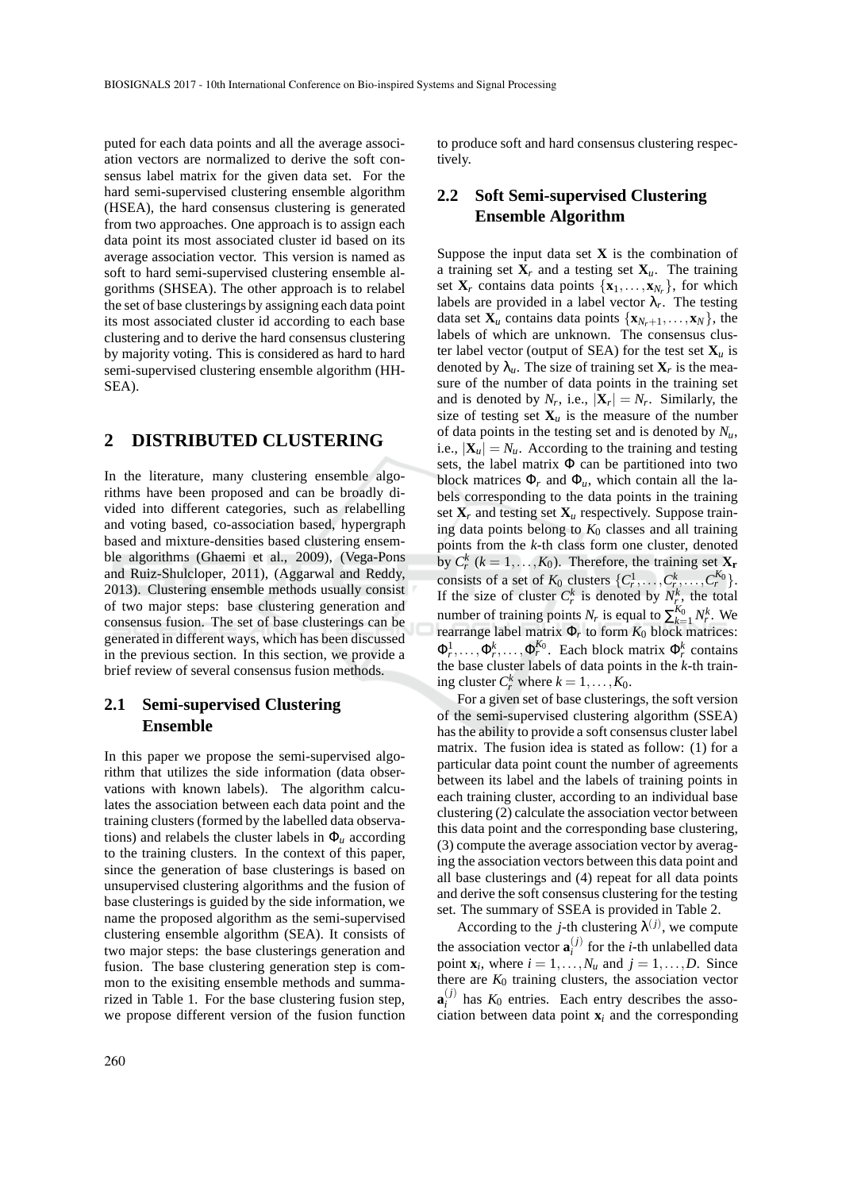puted for each data points and all the average association vectors are normalized to derive the soft consensus label matrix for the given data set. For the hard semi-supervised clustering ensemble algorithm (HSEA), the hard consensus clustering is generated from two approaches. One approach is to assign each data point its most associated cluster id based on its average association vector. This version is named as soft to hard semi-supervised clustering ensemble algorithms (SHSEA). The other approach is to relabel the set of base clusterings by assigning each data point its most associated cluster id according to each base clustering and to derive the hard consensus clustering by majority voting. This is considered as hard to hard semi-supervised clustering ensemble algorithm (HHSEA).

## 2 DISTRIBUTED CLUSTERING

In the literature, many clustering ensemble algorithms have been proposed and can be broadly divided into different categories, such as relabelling and voting based, co-association based, hypergraph based and mixture-densities based clustering ensemble algorithms (Ghaemi et al., 2009), (Vega-Pons and Ruiz-Shulcloper, 2011), (Aggarwal and Reddy, 2013). Clustering ensemble methods usually consist of two major steps: base clustering generation and consensus fusion. The set of base clusterings can be generated in different ways, which has been discussed in the previous section. In this section, we provide a brief review of several consensus fusion methods.

### 2.1 Semi-supervised Clustering Ensemble

In this paper we propose the semi-supervised algorithm that utilizes the side information (data observations with known labels). The algorithm calculates the association between each data point and the training clusters (formed by the labelled data observations) and relabels the cluster labels in $\Phi_u$ according to the training clusters. In the context of this paper, since the generation of base clusterings is based on unsupervised clustering algorithms and the fusion of base clusterings is guided by the side information, we name the proposed algorithm as the semi-supervised clustering ensemble algorithm (SEA). It consists of two major steps: the base clusterings generation and fusion. The base clustering generation step is common to the exisiting ensemble methods and summarized in Table 1. For the base clustering fusion step, we propose different version of the fusion function to produce soft and hard consensus clustering respectively.

### 2.2 Soft Semi-supervised Clustering Ensemble Algorithm

Suppose the input data set $\mathbf{X}$ is the combination of a training set $\mathbf{X}_r$ and a testing set $\mathbf{X}_u$. The training set $\mathbf{X}_r$ contains data points $\{\mathbf{x}_1, \ldots, \mathbf{x}_{N_r}\}$, for which labels are provided in a label vector $\lambda_r$. The testing data set $\mathbf{X}_u$ contains data points $\{\mathbf{x}_{N_r+1}, \ldots, \mathbf{x}_N\}$, the labels of which are unknown. The consensus cluster label vector (output of SEA) for the test set $\mathbf{X}_u$ is denoted by $\lambda_u$. The size of training set $\mathbf{X}_r$ is the measure of the number of data points in the training set and is denoted by $N_r$, i.e., $|\mathbf{X}_r| = N_r$. Similarly, the size of testing set $\mathbf{X}_u$ is the measure of the number of data points in the testing set and is denoted by $N_u$, i.e., $|\mathbf{X}_u| = N_u$. According to the training and testing sets, the label matrix $\Phi$ can be partitioned into two block matrices $\Phi_r$ and $\Phi_u$, which contain all the labels corresponding to the data points in the training set $\mathbf{X}_r$ and testing set $\mathbf{X}_u$ respectively. Suppose training data points belong to $K_0$ classes and all training points from the $k$-th class form one cluster, denoted by $C_r^k$ ($k = 1, \ldots, K_0$). Therefore, the training set $\mathbf{X_r}$ consists of a set of $K_0$ clusters $\{C_r^1, \ldots, C_r^k, \ldots, C_r^{K_0}\}$. If the size of cluster $C_r^k$ is denoted by $N_r^k$, the total number of training points $N_r$ is equal to $\sum_{k=1}^{K_0} N_r^k$. We rearrange label matrix $\Phi_r$ to form $K_0$ block matrices: $\Phi_r^1, \ldots, \Phi_r^k, \ldots, \Phi_r^{K_0}$. Each block matrix $\Phi_r^k$ contains the base cluster labels of data points in the $k$-th training cluster $C_r^k$ where $k = 1, \ldots, K_0$.

For a given set of base clusterings, the soft version of the semi-supervised clustering algorithm (SSEA) has the ability to provide a soft consensus cluster label matrix. The fusion idea is stated as follow: (1) for a particular data point count the number of agreements between its label and the labels of training points in each training cluster, according to an individual base clustering (2) calculate the association vector between this data point and the corresponding base clustering, (3) compute the average association vector by averaging the association vectors between this data point and all base clusterings and (4) repeat for all data points and derive the soft consensus clustering for the testing set. The summary of SSEA is provided in Table 2.

According to the $j$-th clustering $\lambda^{(j)}$, we compute the association vector $\mathbf{a}_i^{(j)}$ for the $i$-th unlabelled data point $\mathbf{x}_i$, where $i = 1, \ldots, N_u$ and $j = 1, \ldots, D$. Since there are $K_0$ training clusters, the association vector $\mathbf{a}_i^{(j)}$ has $K_0$ entries. Each entry describes the association between data point $\mathbf{x}_i$ and the corresponding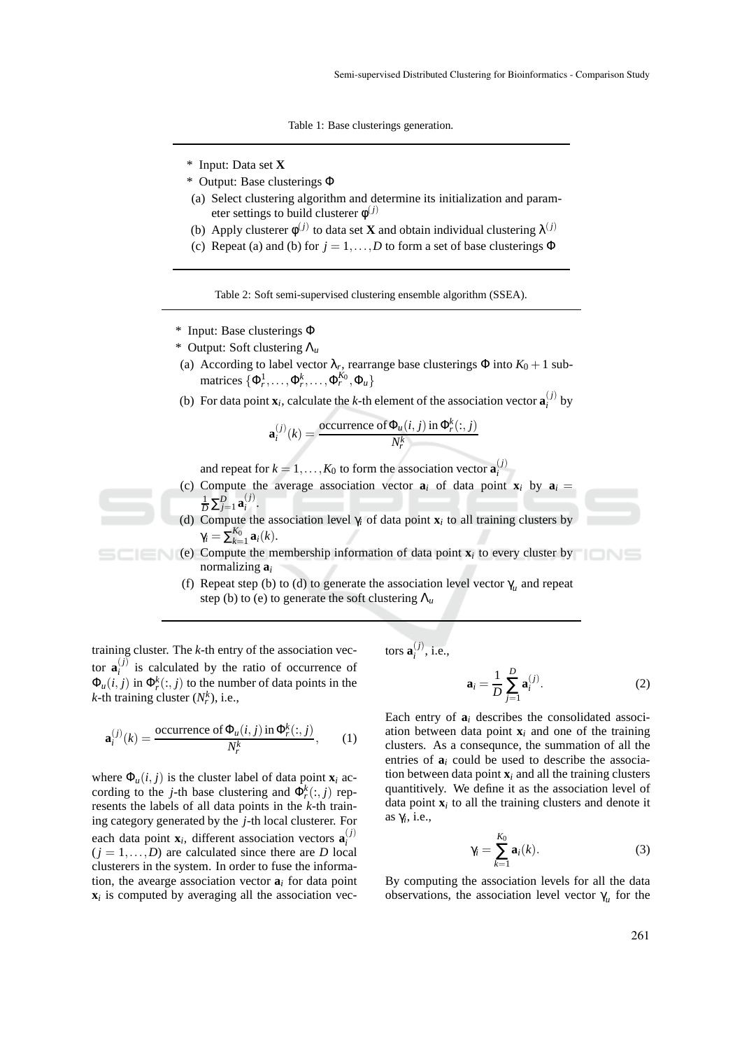Table 1: Base clusterings generation.

* Input: Data set $\mathbf{X}$
* Output: Base clusterings $\Phi$
(a) Select clustering algorithm and determine its initialization and parameter settings to build clusterer $\phi^{(j)}$
(b) Apply clusterer $\phi^{(j)}$ to data set $\mathbf{X}$ and obtain individual clustering $\lambda^{(j)}$
(c) Repeat (a) and (b) for $j = 1, \ldots, D$ to form a set of base clusterings $\Phi$

Table 2: Soft semi-supervised clustering ensemble algorithm (SSEA).

* Input: Base clusterings $\Phi$
* Output: Soft clustering $\Lambda_u$
(a) According to label vector $\lambda_r$, rearrange base clusterings $\Phi$ into $K_0 + 1$ submatrices $\{\Phi_r^1, \ldots, \Phi_r^k, \ldots, \Phi_r^{K_0}, \Phi_u\}$
(b) For data point $\mathbf{x}_i$, calculate the $k$-th element of the association vector $\mathbf{a}_i^{(j)}$ by

$$\mathbf{a}_i^{(j)}(k) = \frac{\text{occurrence of } \Phi_u(i,j) \text{ in } \Phi_r^k(:,j)}{N_r^k}$$

and repeat for $k = 1, \ldots, K_0$ to form the association vector $\mathbf{a}_i^{(j)}$
(c) Compute the average association vector $\mathbf{a}_i$ of data point $\mathbf{x}_i$ by $\mathbf{a}_i = \frac{1}{D}\sum_{j=1}^{D} \mathbf{a}_i^{(j)}$.
(d) Compute the association level $\gamma_i$ of data point $\mathbf{x}_i$ to all training clusters by $\gamma_i = \sum_{k=1}^{K_0} \mathbf{a}_i(k)$.
(e) Compute the membership information of data point $\mathbf{x}_i$ to every cluster by normalizing $\mathbf{a}_i$
(f) Repeat step (b) to (d) to generate the association level vector $\gamma_u$ and repeat step (b) to (e) to generate the soft clustering $\Lambda_u$

training cluster. The $k$-th entry of the association vector $\mathbf{a}_i^{(j)}$ is calculated by the ratio of occurrence of $\Phi_u(i,j)$ in $\Phi_r^k(:,j)$ to the number of data points in the $k$-th training cluster ($N_r^k$), i.e.,

$$\mathbf{a}_i^{(j)}(k) = \frac{\text{occurrence of } \Phi_u(i,j) \text{ in } \Phi_r^k(:,j)}{N_r^k}, \quad (1)$$

where $\Phi_u(i,j)$ is the cluster label of data point $\mathbf{x}_i$ according to the $j$-th base clustering and $\Phi_r^k(:,j)$ represents the labels of all data points in the $k$-th training category generated by the $j$-th local clusterer. For each data point $\mathbf{x}_i$, different association vectors $\mathbf{a}_i^{(j)}$ ($j = 1, \ldots, D$) are calculated since there are $D$ local clusterers in the system. In order to fuse the information, the avearge association vector $\mathbf{a}_i$ for data point $\mathbf{x}_i$ is computed by averaging all the association vectors $\mathbf{a}_i^{(j)}$, i.e.,

$$\mathbf{a}_i = \frac{1}{D}\sum_{j=1}^{D} \mathbf{a}_i^{(j)}. \quad (2)$$

Each entry of $\mathbf{a}_i$ describes the consolidated association between data point $\mathbf{x}_i$ and one of the training clusters. As a consequnce, the summation of all the entries of $\mathbf{a}_i$ could be used to describe the association between data point $\mathbf{x}_i$ and all the training clusters quantitively. We define it as the association level of data point $\mathbf{x}_i$ to all the training clusters and denote it as $\gamma_i$, i.e.,

$$\gamma_i = \sum_{k=1}^{K_0} \mathbf{a}_i(k). \quad (3)$$

By computing the association levels for all the data observations, the association level vector $\gamma_u$ for the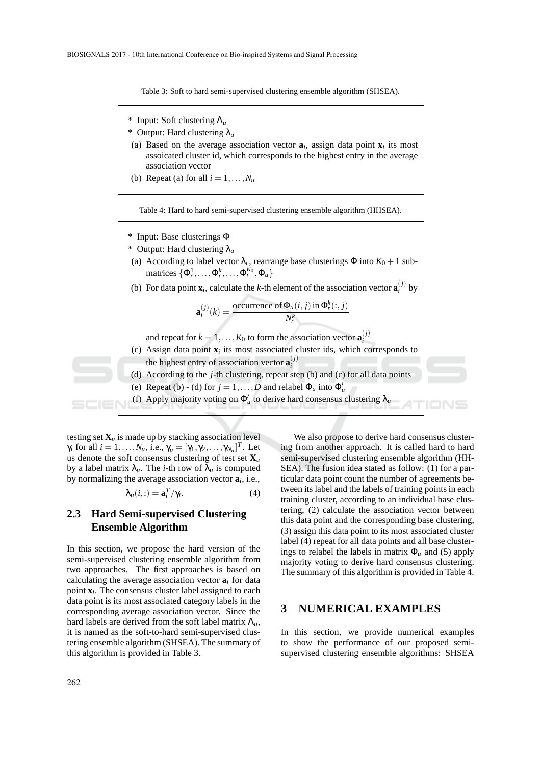Table 3: Soft to hard semi-supervised clustering ensemble algorithm (SHSEA).

* Input: Soft clustering $\Lambda_u$
* Output: Hard clustering $\lambda_u$

(a) Based on the average association vector $\mathbf{a}_i$, assign data point $\mathbf{x}_i$ its most assoicated cluster id, which corresponds to the highest entry in the average association vector

(b) Repeat (a) for all $i = 1, \ldots, N_u$

Table 4: Hard to hard semi-supervised clustering ensemble algorithm (HHSEA).

* Input: Base clusterings $\Phi$
* Output: Hard clustering $\lambda_u$

(a) According to label vector $\lambda_r$, rearrange base clusterings $\Phi$ into $K_0 + 1$ submatrices $\{\Phi_r^1, \ldots, \Phi_r^k, \ldots, \Phi_r^{K_0}, \Phi_u\}$

(b) For data point $\mathbf{x}_i$, calculate the $k$-th element of the association vector $\mathbf{a}_i^{(j)}$ by

$$\mathbf{a}_i^{(j)}(k) = \frac{\text{occurrence of } \Phi_u(i,j) \text{ in } \Phi_r^k(:,j)}{N_r^k}$$

and repeat for $k = 1, \ldots, K_0$ to form the association vector $\mathbf{a}_i^{(j)}$

(c) Assign data point $\mathbf{x}_i$ its most associated cluster ids, which corresponds to the highest entry of association vector $\mathbf{a}_i^{(j)}$

(d) According to the $j$-th clustering, repeat step (b) and (c) for all data points

(e) Repeat (b) - (d) for $j = 1, \ldots, D$ and relabel $\Phi_u$ into $\Phi_u'$

(f) Apply majority voting on $\Phi_u'$ to derive hard consensus clustering $\lambda_u$

testing set $\mathbf{X}_u$ is made up by stacking association level $\gamma_i$ for all $i = 1, \ldots, N_u$, i.e., $\gamma_u = [\gamma_1, \gamma_2, \ldots, \gamma_{N_u}]^T$. Let us denote the soft consensus clustering of test set $\mathbf{X}_u$ by a label matrix $\Lambda_u$. The $i$-th row of $\Lambda_u$ is computed by normalizing the average association vector $\mathbf{a}_i$, i.e.,

$$\Lambda_u(i,:) = \mathbf{a}_i^T / \gamma_i. \tag{4}$$

## 2.3 Hard Semi-supervised Clustering Ensemble Algorithm

In this section, we propose the hard version of the semi-supervised clustering ensemble algorithm from two approaches. The first approaches is based on calculating the average association vector $\mathbf{a}_i$ for data point $\mathbf{x}_i$. The consensus cluster label assigned to each data point is its most associated category labels in the corresponding average association vector. Since the hard labels are derived from the soft label matrix $\Lambda_u$, it is named as the soft-to-hard semi-supervised clustering ensemble algorithm (SHSEA). The summary of this algorithm is provided in Table 3.

We also propose to derive hard consensus clustering from another approach. It is called hard to hard semi-supervised clustering ensemble algorithm (HHSEA). The fusion idea stated as follow: (1) for a particular data point count the number of agreements between its label and the labels of training points in each training cluster, according to an individual base clustering, (2) calculate the association vector between this data point and the corresponding base clustering, (3) assign this data point to its most associated cluster label (4) repeat for all data points and all base clusterings to relabel the labels in matrix $\Phi_u$ and (5) apply majority voting to derive hard consensus clustering. The summary of this algorithm is provided in Table 4.

# 3 NUMERICAL EXAMPLES

In this section, we provide numerical examples to show the performance of our proposed semi-supervised clustering ensemble algorithms: SHSEA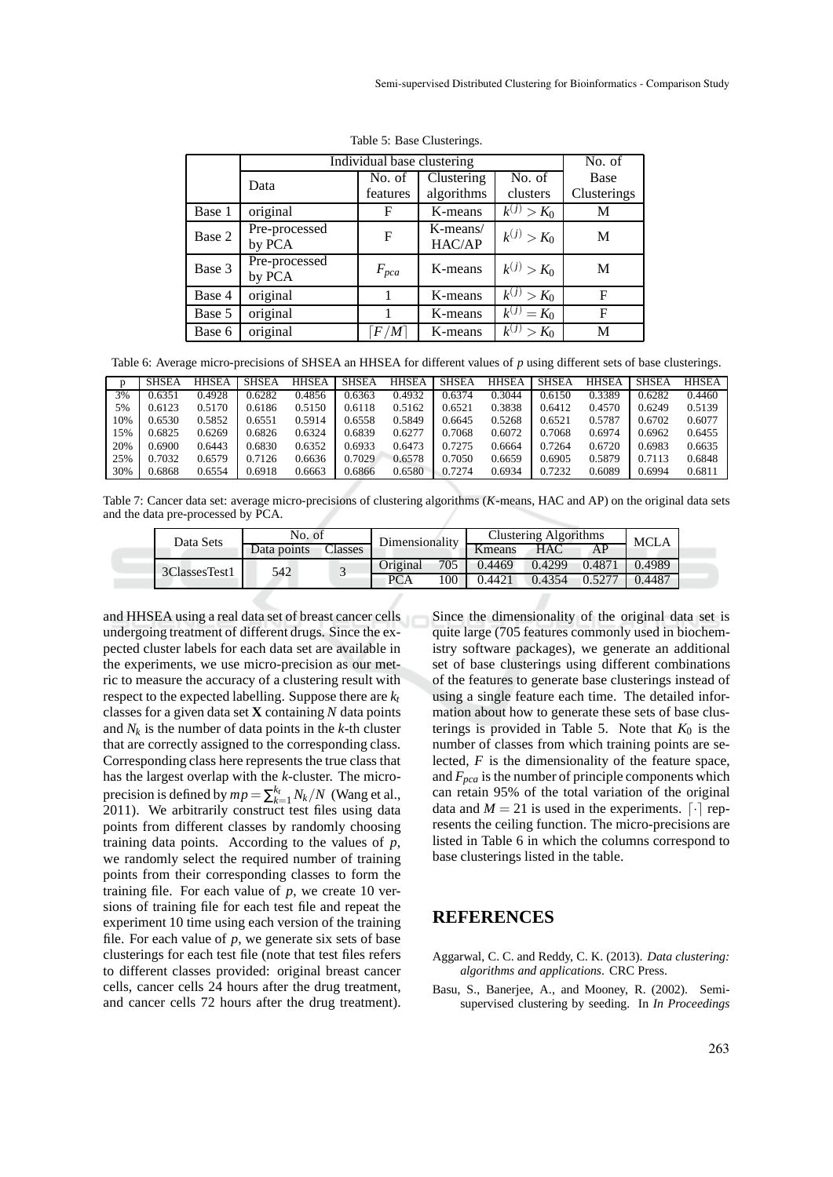Table 5: Base Clusterings.

| | Individual base clustering | | | | No. of Base Clusterings |
|---|---|---|---|---|---|
| | Data | No. of features | Clustering algorithms | No. of clusters | |
| Base 1 | original | F | K-means | $k^{(j)} > K_0$ | M |
| Base 2 | Pre-processed by PCA | F | K-means/ HAC/AP | $k^{(j)} > K_0$ | M |
| Base 3 | Pre-processed by PCA | $F_{pca}$ | K-means | $k^{(j)} > K_0$ | M |
| Base 4 | original | 1 | K-means | $k^{(j)} > K_0$ | F |
| Base 5 | original | 1 | K-means | $k^{(j)} = K_0$ | F |
| Base 6 | original | $\lceil F/M \rceil$ | K-means | $k^{(j)} > K_0$ | M |

Table 6: Average micro-precisions of SHSEA an HHSEA for different values of $p$ using different sets of base clusterings.

| p | SHSEA | HHSEA | SHSEA | HHSEA | SHSEA | HHSEA | SHSEA | HHSEA | SHSEA | HHSEA | SHSEA | HHSEA |
|---|---|---|---|---|---|---|---|---|---|---|---|---|
| 3% | 0.6351 | 0.4928 | 0.6282 | 0.4856 | 0.6363 | 0.4932 | 0.6374 | 0.3044 | 0.6150 | 0.3389 | 0.6282 | 0.4460 |
| 5% | 0.6123 | 0.5170 | 0.6186 | 0.5150 | 0.6118 | 0.5162 | 0.6521 | 0.3838 | 0.6412 | 0.4570 | 0.6249 | 0.5139 |
| 10% | 0.6530 | 0.5852 | 0.6551 | 0.5914 | 0.6558 | 0.5849 | 0.6645 | 0.5268 | 0.6521 | 0.5787 | 0.6702 | 0.6077 |
| 15% | 0.6825 | 0.6269 | 0.6826 | 0.6324 | 0.6839 | 0.6277 | 0.7068 | 0.6072 | 0.7068 | 0.6974 | 0.6962 | 0.6455 |
| 20% | 0.6900 | 0.6443 | 0.6830 | 0.6352 | 0.6933 | 0.6473 | 0.7275 | 0.6664 | 0.7264 | 0.6720 | 0.6983 | 0.6635 |
| 25% | 0.7032 | 0.6579 | 0.7126 | 0.6636 | 0.7029 | 0.6578 | 0.7050 | 0.6659 | 0.6905 | 0.5879 | 0.7113 | 0.6848 |
| 30% | 0.6868 | 0.6554 | 0.6918 | 0.6663 | 0.6866 | 0.6580 | 0.7274 | 0.6934 | 0.7232 | 0.6089 | 0.6994 | 0.6811 |

Table 7: Cancer data set: average micro-precisions of clustering algorithms ($K$-means, HAC and AP) on the original data sets and the data pre-processed by PCA.

| Data Sets | No. of Data points | No. of Classes | Dimensionality | | Clustering Algorithms Kmeans | HAC | AP | MCLA |
|---|---|---|---|---|---|---|---|---|
| 3ClassesTest1 | 542 | 3 | Original | 705 | 0.4469 | 0.4299 | 0.4871 | 0.4989 |
| | | | PCA | 100 | 0.4421 | 0.4354 | 0.5277 | 0.4487 |

and HHSEA using a real data set of breast cancer cells undergoing treatment of different drugs. Since the expected cluster labels for each data set are available in the experiments, we use micro-precision as our metric to measure the accuracy of a clustering result with respect to the expected labelling. Suppose there are $k_t$ classes for a given data set $\mathbf{X}$ containing $N$ data points and $N_k$ is the number of data points in the $k$-th cluster that are correctly assigned to the corresponding class. Corresponding class here represents the true class that has the largest overlap with the $k$-cluster. The micro-precision is defined by $mp = \sum_{k=1}^{k_t} N_k/N$ (Wang et al., 2011). We arbitrarily construct test files using data points from different classes by randomly choosing training data points. According to the values of $p$, we randomly select the required number of training points from their corresponding classes to form the training file. For each value of $p$, we create 10 versions of training file for each test file and repeat the experiment 10 time using each version of the training file. For each value of $p$, we generate six sets of base clusterings for each test file (note that test files refers to different classes provided: original breast cancer cells, cancer cells 24 hours after the drug treatment, and cancer cells 72 hours after the drug treatment). Since the dimensionality of the original data set is quite large (705 features commonly used in biochemistry software packages), we generate an additional set of base clusterings using different combinations of the features to generate base clusterings instead of using a single feature each time. The detailed information about how to generate these sets of base clusterings is provided in Table 5. Note that $K_0$ is the number of classes from which training points are selected, $F$ is the dimensionality of the feature space, and $F_{pca}$ is the number of principle components which can retain 95% of the total variation of the original data and $M = 21$ is used in the experiments. $\lceil \cdot \rceil$ represents the ceiling function. The micro-precisions are listed in Table 6 in which the columns correspond to base clusterings listed in the table.

## REFERENCES

Aggarwal, C. C. and Reddy, C. K. (2013). *Data clustering: algorithms and applications*. CRC Press.

Basu, S., Banerjee, A., and Mooney, R. (2002). Semi-supervised clustering by seeding. In *In Proceedings*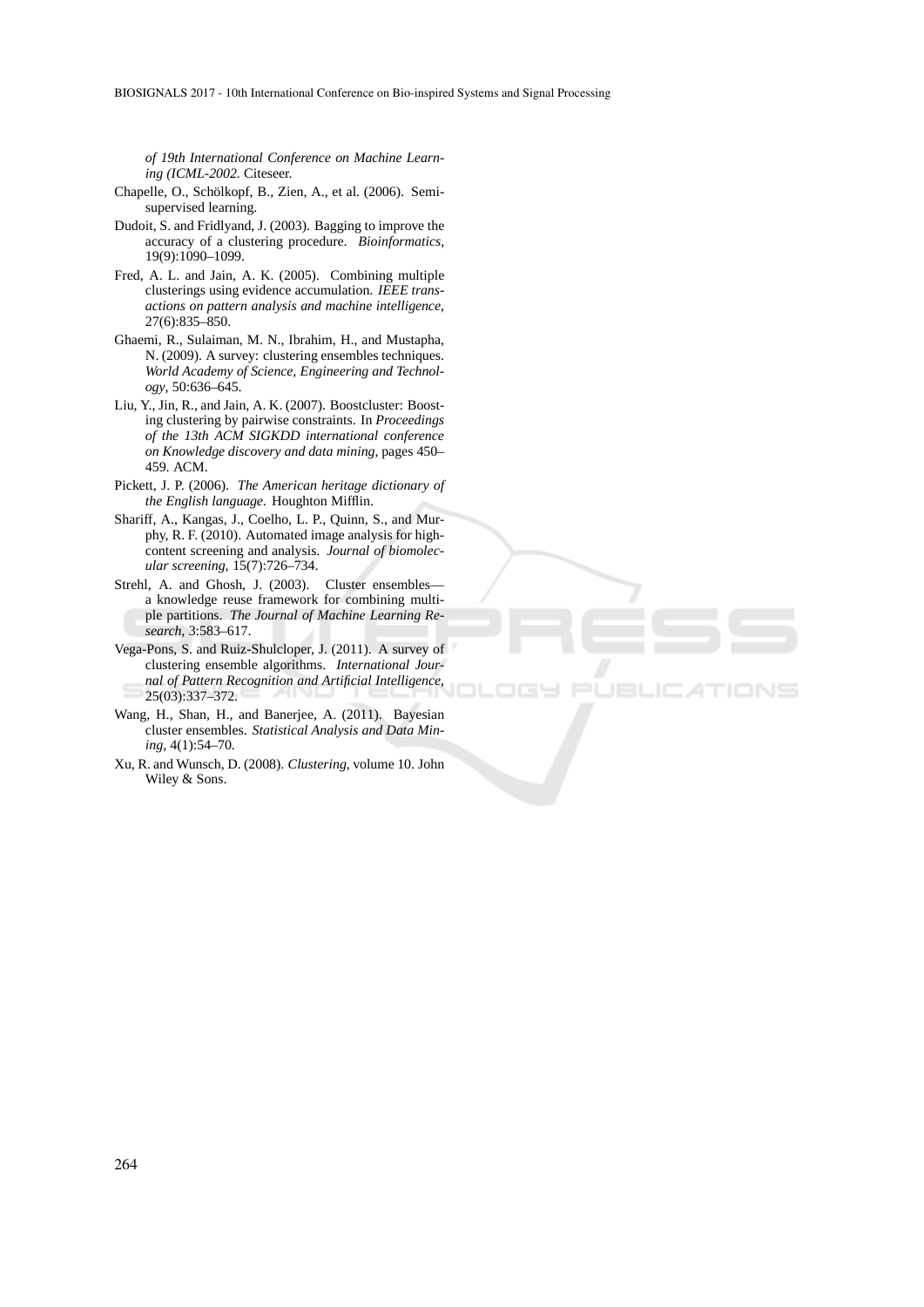*of 19th International Conference on Machine Learning (ICML-2002*. Citeseer.

Chapelle, O., Schölkopf, B., Zien, A., et al. (2006). Semi-supervised learning.

Dudoit, S. and Fridlyand, J. (2003). Bagging to improve the accuracy of a clustering procedure. *Bioinformatics*, 19(9):1090–1099.

Fred, A. L. and Jain, A. K. (2005). Combining multiple clusterings using evidence accumulation. *IEEE transactions on pattern analysis and machine intelligence*, 27(6):835–850.

Ghaemi, R., Sulaiman, M. N., Ibrahim, H., and Mustapha, N. (2009). A survey: clustering ensembles techniques. *World Academy of Science, Engineering and Technology*, 50:636–645.

Liu, Y., Jin, R., and Jain, A. K. (2007). Boostcluster: Boosting clustering by pairwise constraints. In *Proceedings of the 13th ACM SIGKDD international conference on Knowledge discovery and data mining*, pages 450–459. ACM.

Pickett, J. P. (2006). *The American heritage dictionary of the English language*. Houghton Mifflin.

Shariff, A., Kangas, J., Coelho, L. P., Quinn, S., and Murphy, R. F. (2010). Automated image analysis for high-content screening and analysis. *Journal of biomolecular screening*, 15(7):726–734.

Strehl, A. and Ghosh, J. (2003). Cluster ensembles—a knowledge reuse framework for combining multiple partitions. *The Journal of Machine Learning Research*, 3:583–617.

Vega-Pons, S. and Ruiz-Shulcloper, J. (2011). A survey of clustering ensemble algorithms. *International Journal of Pattern Recognition and Artificial Intelligence*, 25(03):337–372.

Wang, H., Shan, H., and Banerjee, A. (2011). Bayesian cluster ensembles. *Statistical Analysis and Data Mining*, 4(1):54–70.

Xu, R. and Wunsch, D. (2008). *Clustering*, volume 10. John Wiley & Sons.